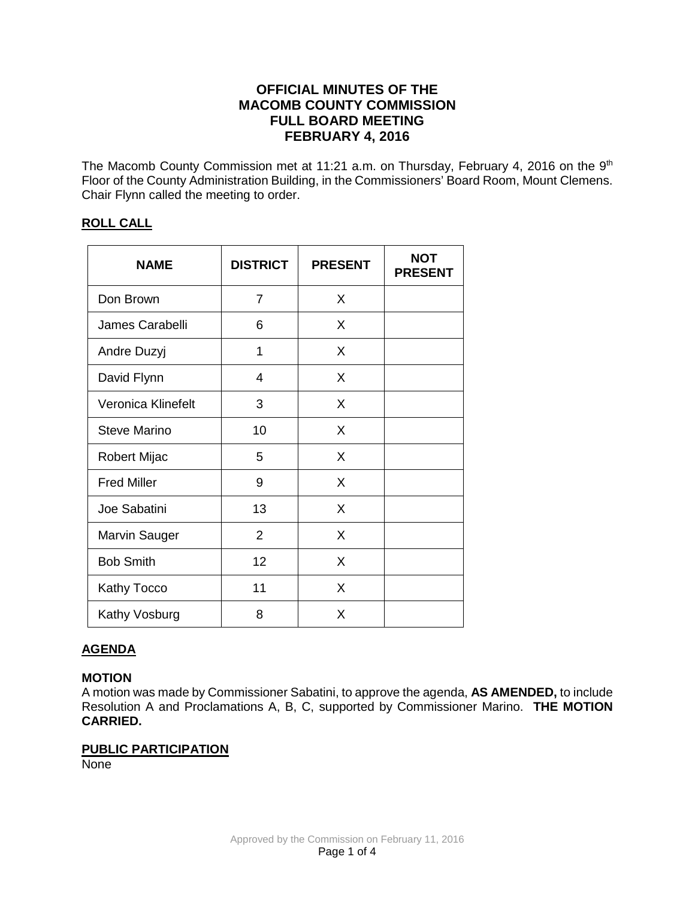# OFFICIAL MINUTES OF THE MACOMB COUNTY COMMISSION FULL BOARD MEETING FEBRUARY 4, 2016

The Macomb County Commission met at 11:21 a.m. on Thursday, February 4, 2016 on the 9th Floor of the County Administration Building, in the Commissioners' Board Room, Mount Clemens. Chair Flynn called the meeting to order.

## ROLL CALL

| NAME | DISTRICT | PRESENT | NOT PRESENT |
|---|---|---|---|
| Don Brown | 7 | X | |
| James Carabelli | 6 | X | |
| Andre Duzyj | 1 | X | |
| David Flynn | 4 | X | |
| Veronica Klinefelt | 3 | X | |
| Steve Marino | 10 | X | |
| Robert Mijac | 5 | X | |
| Fred Miller | 9 | X | |
| Joe Sabatini | 13 | X | |
| Marvin Sauger | 2 | X | |
| Bob Smith | 12 | X | |
| Kathy Tocco | 11 | X | |
| Kathy Vosburg | 8 | X | |

## AGENDA

### MOTION

A motion was made by Commissioner Sabatini, to approve the agenda, **AS AMENDED,** to include Resolution A and Proclamations A, B, C, supported by Commissioner Marino. **THE MOTION CARRIED.**

## PUBLIC PARTICIPATION

None

Approved by the Commission on February 11, 2016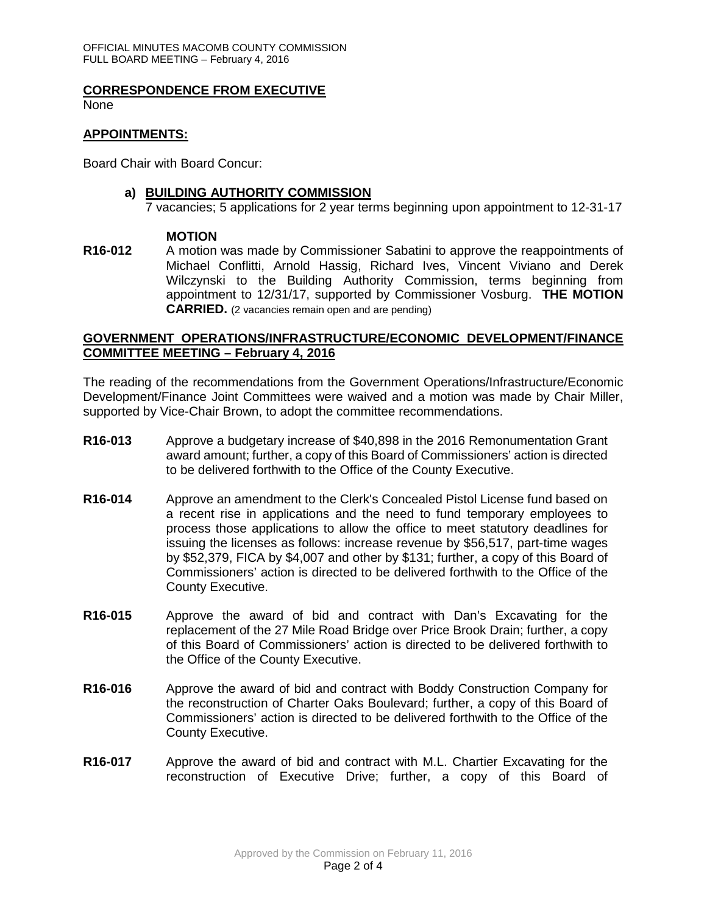**CORRESPONDENCE FROM EXECUTIVE**

None

**APPOINTMENTS:**

Board Chair with Board Concur:

**a) BUILDING AUTHORITY COMMISSION**

7 vacancies; 5 applications for 2 year terms beginning upon appointment to 12-31-17

**MOTION**

**R16-012** A motion was made by Commissioner Sabatini to approve the reappointments of Michael Conflitti, Arnold Hassig, Richard Ives, Vincent Viviano and Derek Wilczynski to the Building Authority Commission, terms beginning from appointment to 12/31/17, supported by Commissioner Vosburg. **THE MOTION CARRIED.** (2 vacancies remain open and are pending)

**GOVERNMENT OPERATIONS/INFRASTRUCTURE/ECONOMIC DEVELOPMENT/FINANCE COMMITTEE MEETING – February 4, 2016**

The reading of the recommendations from the Government Operations/Infrastructure/Economic Development/Finance Joint Committees were waived and a motion was made by Chair Miller, supported by Vice-Chair Brown, to adopt the committee recommendations.

**R16-013** Approve a budgetary increase of $40,898 in the 2016 Remonumentation Grant award amount; further, a copy of this Board of Commissioners' action is directed to be delivered forthwith to the Office of the County Executive.

**R16-014** Approve an amendment to the Clerk's Concealed Pistol License fund based on a recent rise in applications and the need to fund temporary employees to process those applications to allow the office to meet statutory deadlines for issuing the licenses as follows: increase revenue by $56,517, part-time wages by $52,379, FICA by $4,007 and other by $131; further, a copy of this Board of Commissioners' action is directed to be delivered forthwith to the Office of the County Executive.

**R16-015** Approve the award of bid and contract with Dan's Excavating for the replacement of the 27 Mile Road Bridge over Price Brook Drain; further, a copy of this Board of Commissioners' action is directed to be delivered forthwith to the Office of the County Executive.

**R16-016** Approve the award of bid and contract with Boddy Construction Company for the reconstruction of Charter Oaks Boulevard; further, a copy of this Board of Commissioners' action is directed to be delivered forthwith to the Office of the County Executive.

**R16-017** Approve the award of bid and contract with M.L. Chartier Excavating for the reconstruction of Executive Drive; further, a copy of this Board of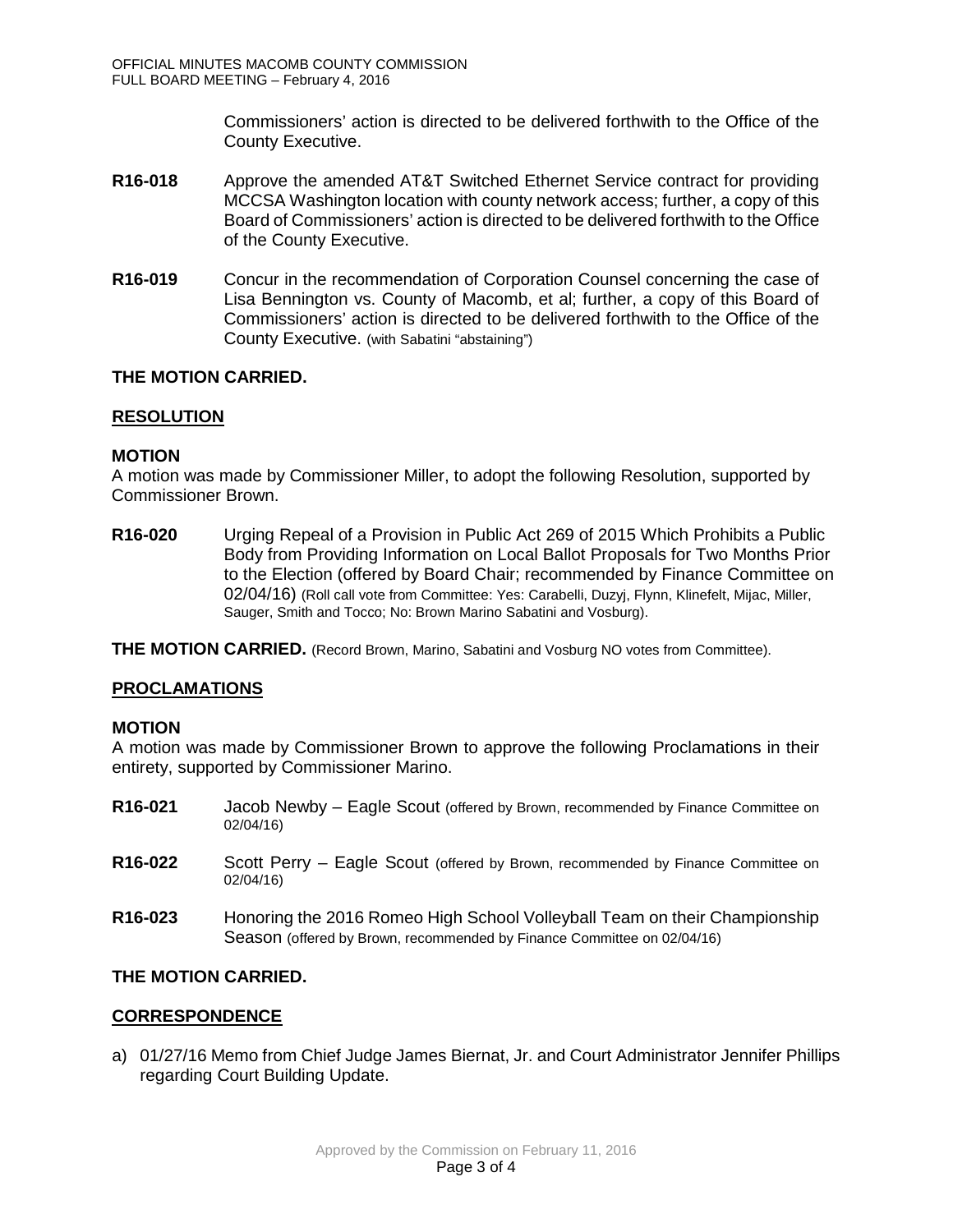Commissioners' action is directed to be delivered forthwith to the Office of the County Executive.

**R16-018** Approve the amended AT&T Switched Ethernet Service contract for providing MCCSA Washington location with county network access; further, a copy of this Board of Commissioners' action is directed to be delivered forthwith to the Office of the County Executive.

**R16-019** Concur in the recommendation of Corporation Counsel concerning the case of Lisa Bennington vs. County of Macomb, et al; further, a copy of this Board of Commissioners' action is directed to be delivered forthwith to the Office of the County Executive. (with Sabatini "abstaining")

**THE MOTION CARRIED.**

**RESOLUTION**

**MOTION**

A motion was made by Commissioner Miller, to adopt the following Resolution, supported by Commissioner Brown.

**R16-020** Urging Repeal of a Provision in Public Act 269 of 2015 Which Prohibits a Public Body from Providing Information on Local Ballot Proposals for Two Months Prior to the Election (offered by Board Chair; recommended by Finance Committee on 02/04/16) (Roll call vote from Committee: Yes: Carabelli, Duzyj, Flynn, Klinefelt, Mijac, Miller, Sauger, Smith and Tocco; No: Brown Marino Sabatini and Vosburg).

**THE MOTION CARRIED.** (Record Brown, Marino, Sabatini and Vosburg NO votes from Committee).

**PROCLAMATIONS**

**MOTION**

A motion was made by Commissioner Brown to approve the following Proclamations in their entirety, supported by Commissioner Marino.

**R16-021** Jacob Newby – Eagle Scout (offered by Brown, recommended by Finance Committee on 02/04/16)

**R16-022** Scott Perry – Eagle Scout (offered by Brown, recommended by Finance Committee on 02/04/16)

**R16-023** Honoring the 2016 Romeo High School Volleyball Team on their Championship Season (offered by Brown, recommended by Finance Committee on 02/04/16)

**THE MOTION CARRIED.**

**CORRESPONDENCE**

a) 01/27/16 Memo from Chief Judge James Biernat, Jr. and Court Administrator Jennifer Phillips regarding Court Building Update.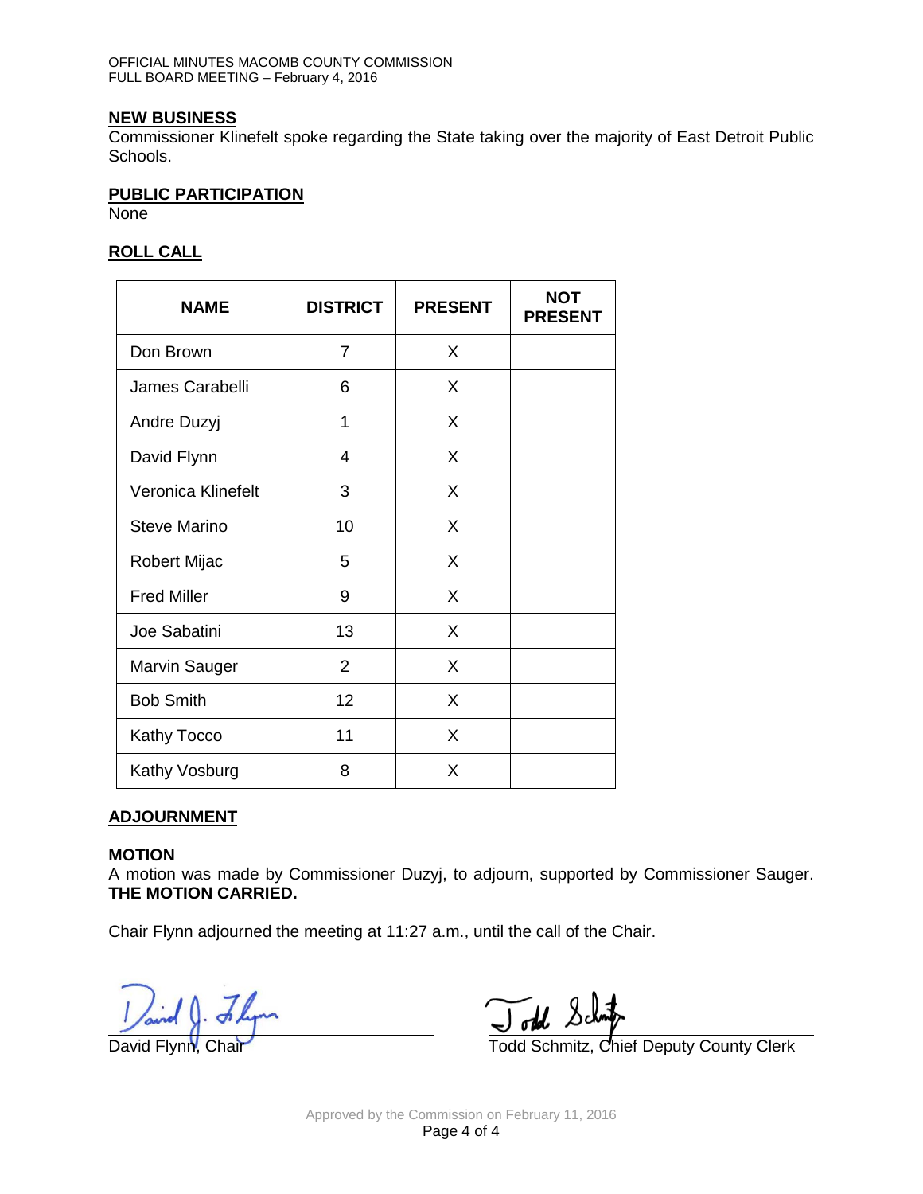## NEW BUSINESS

Commissioner Klinefelt spoke regarding the State taking over the majority of East Detroit Public Schools.

## PUBLIC PARTICIPATION

None

## ROLL CALL

| NAME | DISTRICT | PRESENT | NOT PRESENT |
|---|---|---|---|
| Don Brown | 7 | X | |
| James Carabelli | 6 | X | |
| Andre Duzyj | 1 | X | |
| David Flynn | 4 | X | |
| Veronica Klinefelt | 3 | X | |
| Steve Marino | 10 | X | |
| Robert Mijac | 5 | X | |
| Fred Miller | 9 | X | |
| Joe Sabatini | 13 | X | |
| Marvin Sauger | 2 | X | |
| Bob Smith | 12 | X | |
| Kathy Tocco | 11 | X | |
| Kathy Vosburg | 8 | X | |

## ADJOURNMENT

**MOTION**

A motion was made by Commissioner Duzyj, to adjourn, supported by Commissioner Sauger. **THE MOTION CARRIED.**

Chair Flynn adjourned the meeting at 11:27 a.m., until the call of the Chair.

David Flynn, Chair

Todd Schmitz, Chief Deputy County Clerk

Approved by the Commission on February 11, 2016